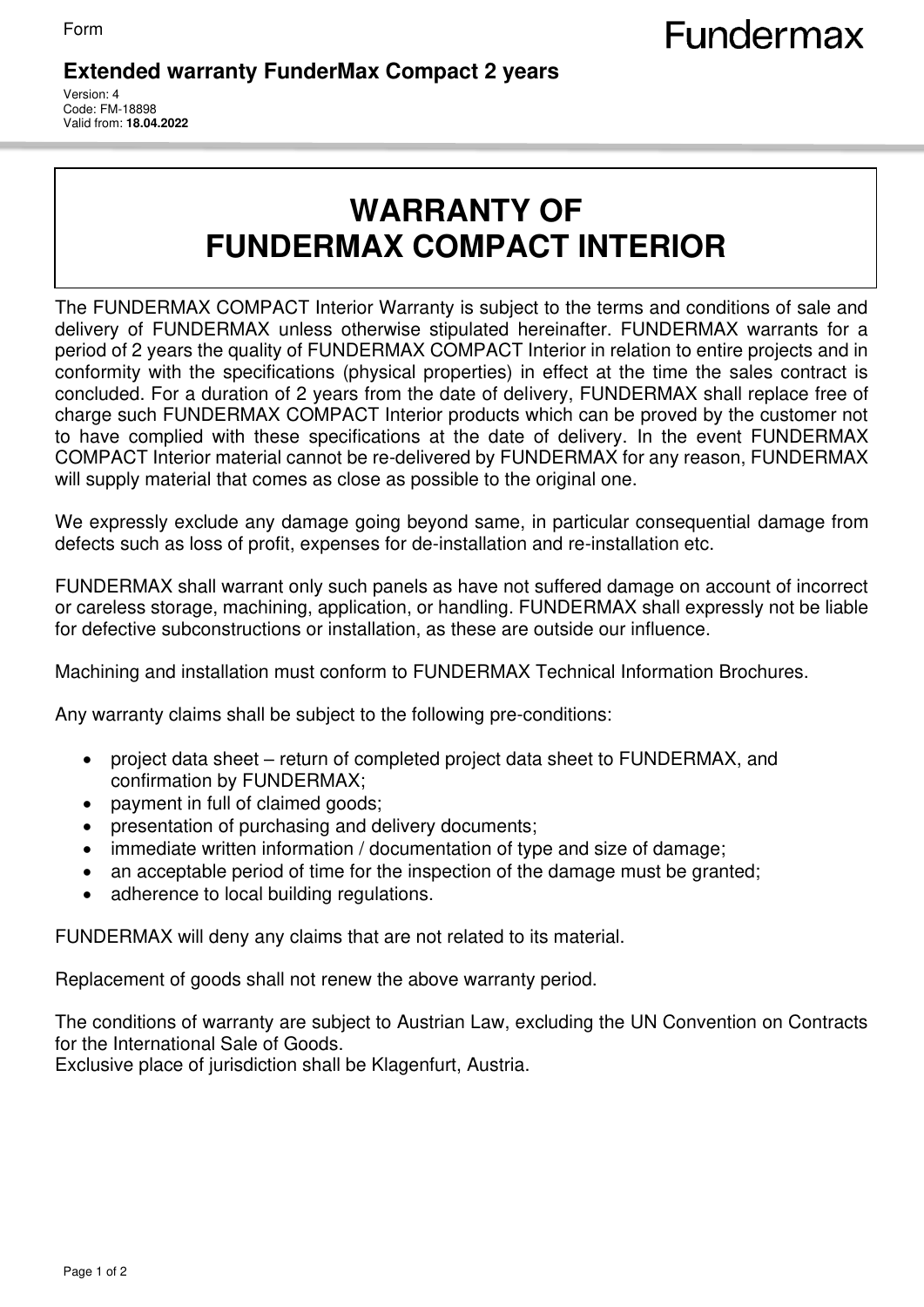Form

Fundermax

**Extended warranty FunderMax Compact 2 years**

Version: 4
Code: FM-18898
Valid from: **18.04.2022**

# WARRANTY OF FUNDERMAX COMPACT INTERIOR

The FUNDERMAX COMPACT Interior Warranty is subject to the terms and conditions of sale and delivery of FUNDERMAX unless otherwise stipulated hereinafter. FUNDERMAX warrants for a period of 2 years the quality of FUNDERMAX COMPACT Interior in relation to entire projects and in conformity with the specifications (physical properties) in effect at the time the sales contract is concluded. For a duration of 2 years from the date of delivery, FUNDERMAX shall replace free of charge such FUNDERMAX COMPACT Interior products which can be proved by the customer not to have complied with these specifications at the date of delivery. In the event FUNDERMAX COMPACT Interior material cannot be re-delivered by FUNDERMAX for any reason, FUNDERMAX will supply material that comes as close as possible to the original one.

We expressly exclude any damage going beyond same, in particular consequential damage from defects such as loss of profit, expenses for de-installation and re-installation etc.

FUNDERMAX shall warrant only such panels as have not suffered damage on account of incorrect or careless storage, machining, application, or handling. FUNDERMAX shall expressly not be liable for defective subconstructions or installation, as these are outside our influence.

Machining and installation must conform to FUNDERMAX Technical Information Brochures.

Any warranty claims shall be subject to the following pre-conditions:

- project data sheet – return of completed project data sheet to FUNDERMAX, and confirmation by FUNDERMAX;
- payment in full of claimed goods;
- presentation of purchasing and delivery documents;
- immediate written information / documentation of type and size of damage;
- an acceptable period of time for the inspection of the damage must be granted;
- adherence to local building regulations.

FUNDERMAX will deny any claims that are not related to its material.

Replacement of goods shall not renew the above warranty period.

The conditions of warranty are subject to Austrian Law, excluding the UN Convention on Contracts for the International Sale of Goods.
Exclusive place of jurisdiction shall be Klagenfurt, Austria.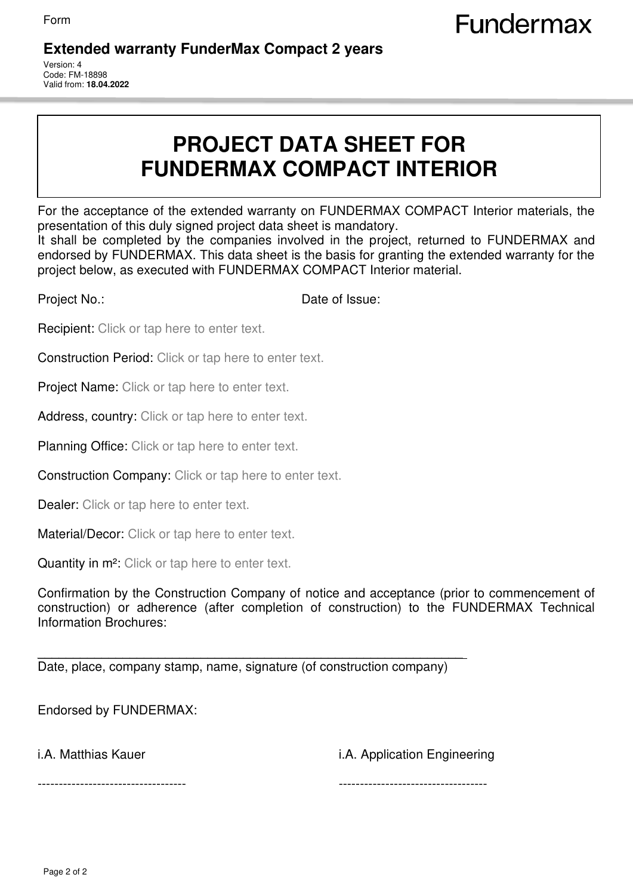Form

**Fundermax**

**Extended warranty FunderMax Compact 2 years**

Version: 4
Code: FM-18898
Valid from: **18.04.2022**

# PROJECT DATA SHEET FOR FUNDERMAX COMPACT INTERIOR

For the acceptance of the extended warranty on FUNDERMAX COMPACT Interior materials, the presentation of this duly signed project data sheet is mandatory.
It shall be completed by the companies involved in the project, returned to FUNDERMAX and endorsed by FUNDERMAX. This data sheet is the basis for granting the extended warranty for the project below, as executed with FUNDERMAX COMPACT Interior material.

Project No.: Date of Issue:

Recipient: Click or tap here to enter text.

Construction Period: Click or tap here to enter text.

Project Name: Click or tap here to enter text.

Address, country: Click or tap here to enter text.

Planning Office: Click or tap here to enter text.

Construction Company: Click or tap here to enter text.

Dealer: Click or tap here to enter text.

Material/Decor: Click or tap here to enter text.

Quantity in m²: Click or tap here to enter text.

Confirmation by the Construction Company of notice and acceptance (prior to commencement of construction) or adherence (after completion of construction) to the FUNDERMAX Technical Information Brochures:

\_\_\_\_\_\_\_\_\_\_\_\_\_\_\_\_\_\_\_\_\_\_\_\_\_\_\_\_\_\_\_\_\_\_\_\_\_\_\_\_\_\_\_\_\_\_\_\_\_\_\_\_\_\_\_\_\_\_\_\_\_\_
Date, place, company stamp, name, signature (of construction company)

Endorsed by FUNDERMAX:

i.A. Matthias Kauer

-----------------------------------

i.A. Application Engineering

-----------------------------------